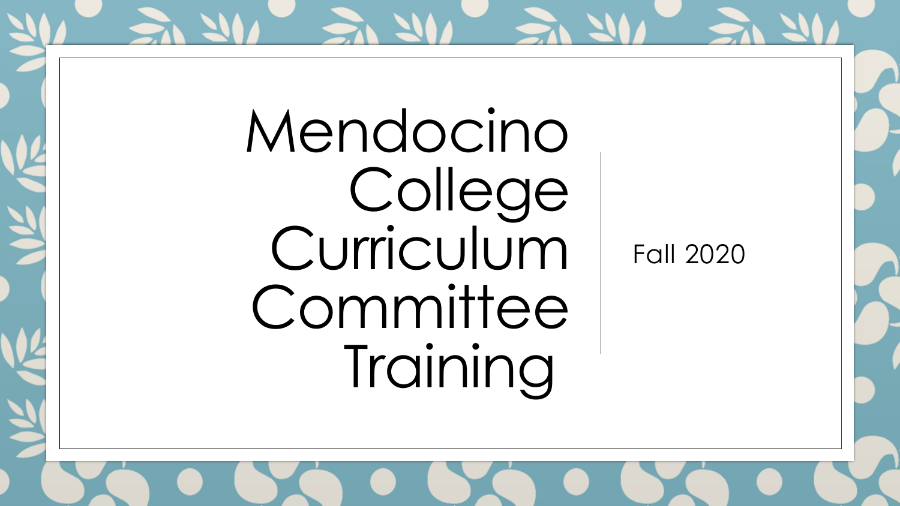# Mendocino College Curriculum Committee Training

Fall 2020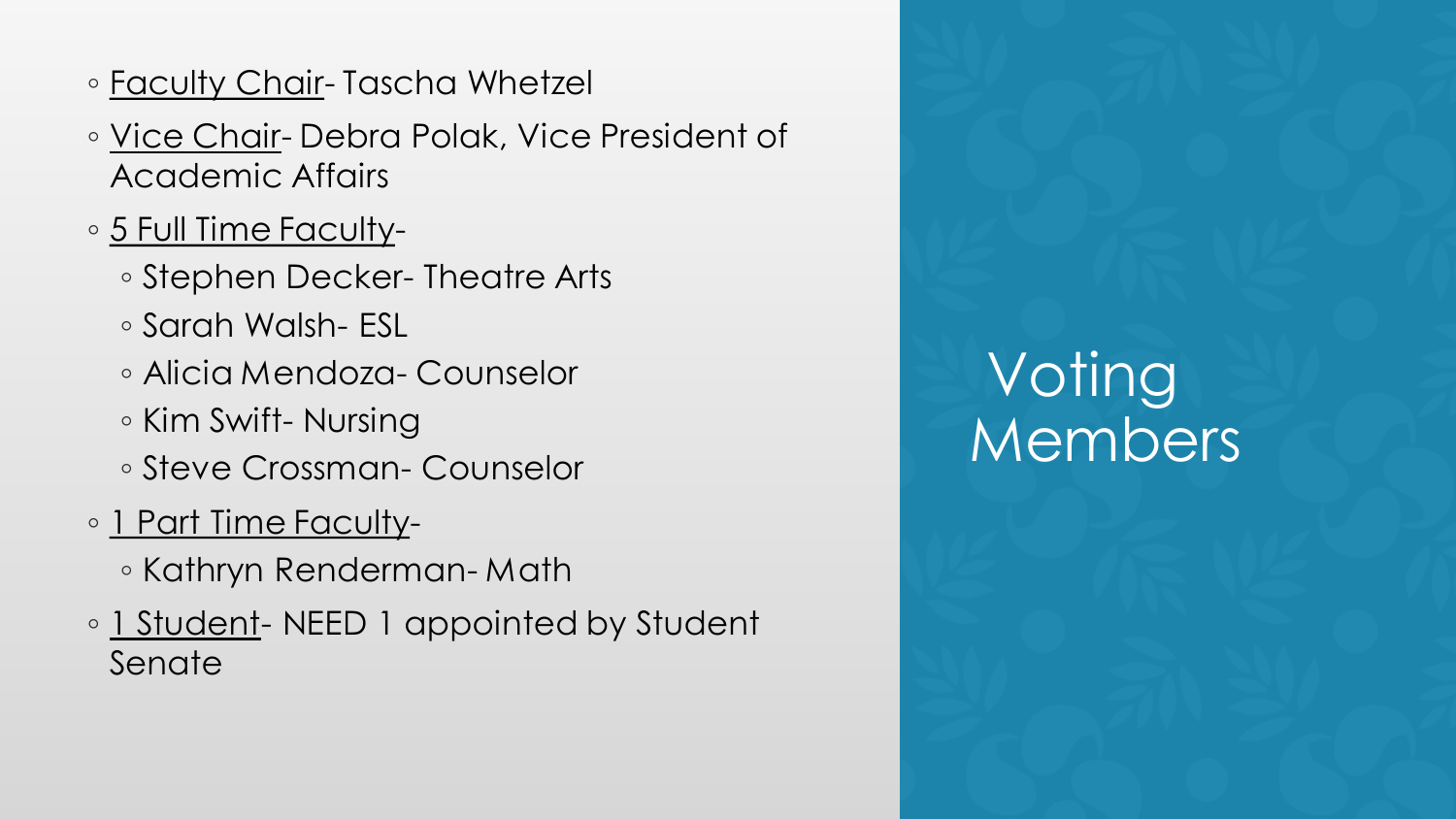# Voting Members

- Faculty Chair- Tascha Whetzel
- Vice Chair- Debra Polak, Vice President of Academic Affairs
- 5 Full Time Faculty-
  - Stephen Decker- Theatre Arts
  - Sarah Walsh- ESL
  - Alicia Mendoza- Counselor
  - Kim Swift- Nursing
  - Steve Crossman- Counselor
- 1 Part Time Faculty-
  - Kathryn Renderman- Math
- 1 Student- NEED 1 appointed by Student Senate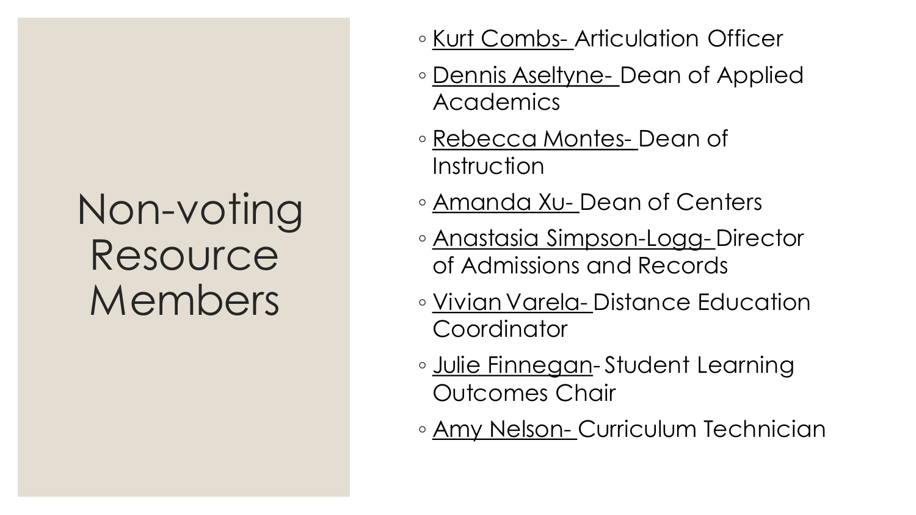# Non-voting Resource Members

- Kurt Combs- Articulation Officer
- Dennis Aseltyne- Dean of Applied Academics
- Rebecca Montes- Dean of Instruction
- Amanda Xu- Dean of Centers
- Anastasia Simpson-Logg- Director of Admissions and Records
- Vivian Varela- Distance Education Coordinator
- Julie Finnegan- Student Learning Outcomes Chair
- Amy Nelson- Curriculum Technician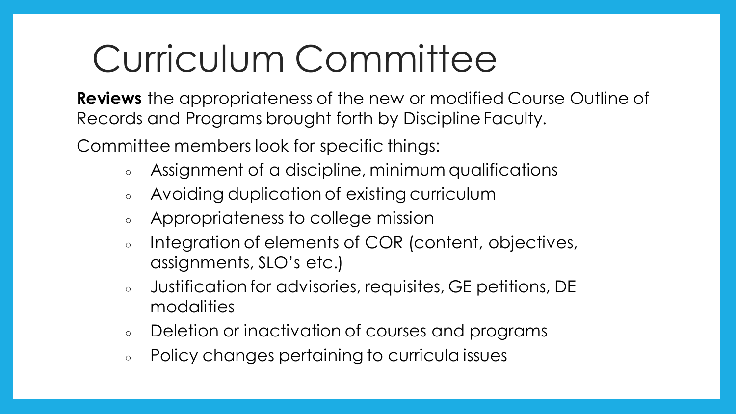# Curriculum Committee

**Reviews** the appropriateness of the new or modified Course Outline of Records and Programs brought forth by Discipline Faculty.

Committee members look for specific things:

- Assignment of a discipline, minimum qualifications
- Avoiding duplication of existing curriculum
- Appropriateness to college mission
- Integration of elements of COR (content, objectives, assignments, SLO's etc.)
- Justification for advisories, requisites, GE petitions, DE modalities
- Deletion or inactivation of courses and programs
- Policy changes pertaining to curricula issues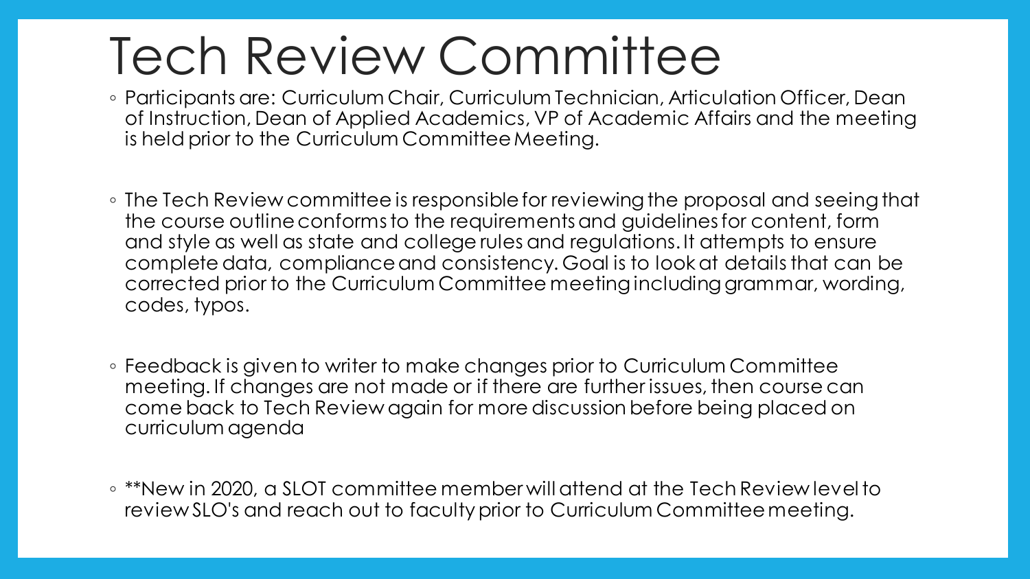# Tech Review Committee

- Participants are: Curriculum Chair, Curriculum Technician, Articulation Officer, Dean of Instruction, Dean of Applied Academics, VP of Academic Affairs and the meeting is held prior to the Curriculum Committee Meeting.

- The Tech Review committee is responsible for reviewing the proposal and seeing that the course outline conforms to the requirements and guidelines for content, form and style as well as state and college rules and regulations. It attempts to ensure complete data, compliance and consistency. Goal is to look at details that can be corrected prior to the Curriculum Committee meeting including grammar, wording, codes, typos.

- Feedback is given to writer to make changes prior to Curriculum Committee meeting. If changes are not made or if there are further issues, then course can come back to Tech Review again for more discussion before being placed on curriculum agenda

- **New in 2020, a SLOT committee member will attend at the Tech Review level to review SLO's and reach out to faculty prior to Curriculum Committee meeting.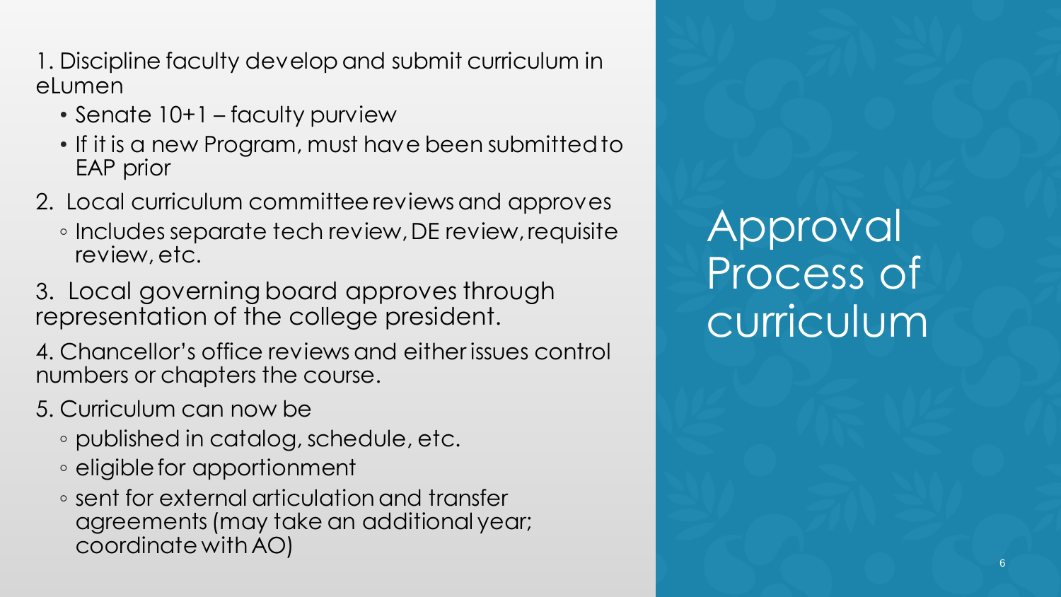# Approval Process of curriculum

1. Discipline faculty develop and submit curriculum in eLumen
   - Senate 10+1 – faculty purview
   - If it is a new Program, must have been submitted to EAP prior
2. Local curriculum committee reviews and approves
   - Includes separate tech review, DE review, requisite review, etc.
3. Local governing board approves through representation of the college president.
4. Chancellor's office reviews and either issues control numbers or chapters the course.
5. Curriculum can now be
   - published in catalog, schedule, etc.
   - eligible for apportionment
   - sent for external articulation and transfer agreements (may take an additional year; coordinate with AO)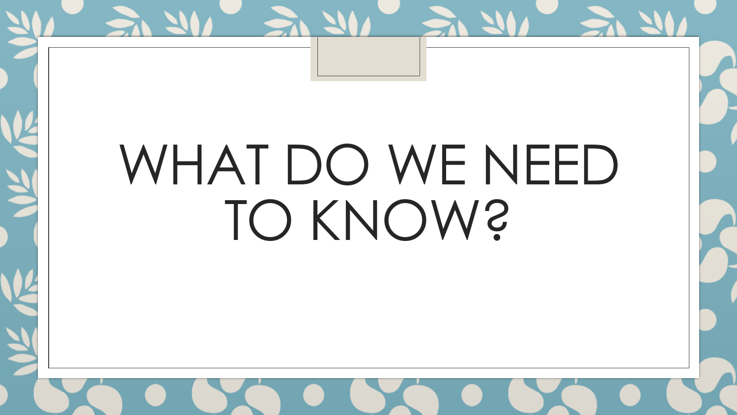# WHAT DO WE NEED TO KNOW?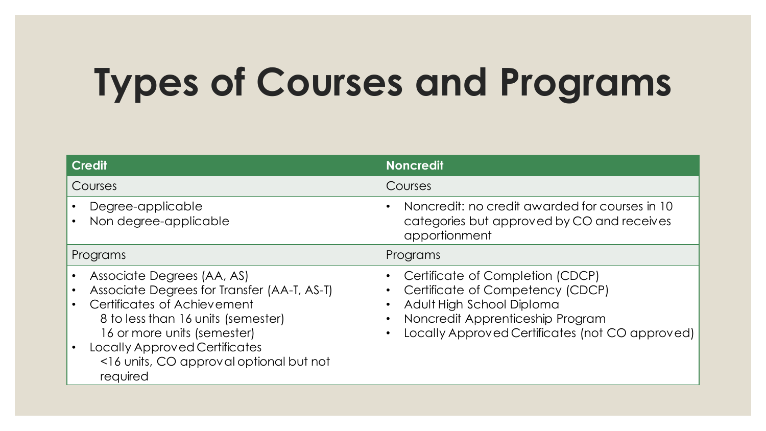# Types of Courses and Programs

| Credit | Noncredit |
| --- | --- |
| Courses | Courses |
| • Degree-applicable<br>• Non degree-applicable | • Noncredit: no credit awarded for courses in 10 categories but approved by CO and receives apportionment |
| Programs | Programs |
| • Associate Degrees (AA, AS)<br>• Associate Degrees for Transfer (AA-T, AS-T)<br>• Certificates of Achievement<br>  8 to less than 16 units (semester)<br>  16 or more units (semester)<br>• Locally Approved Certificates<br>  <16 units, CO approval optional but not required | • Certificate of Completion (CDCP)<br>• Certificate of Competency (CDCP)<br>• Adult High School Diploma<br>• Noncredit Apprenticeship Program<br>• Locally Approved Certificates (not CO approved) |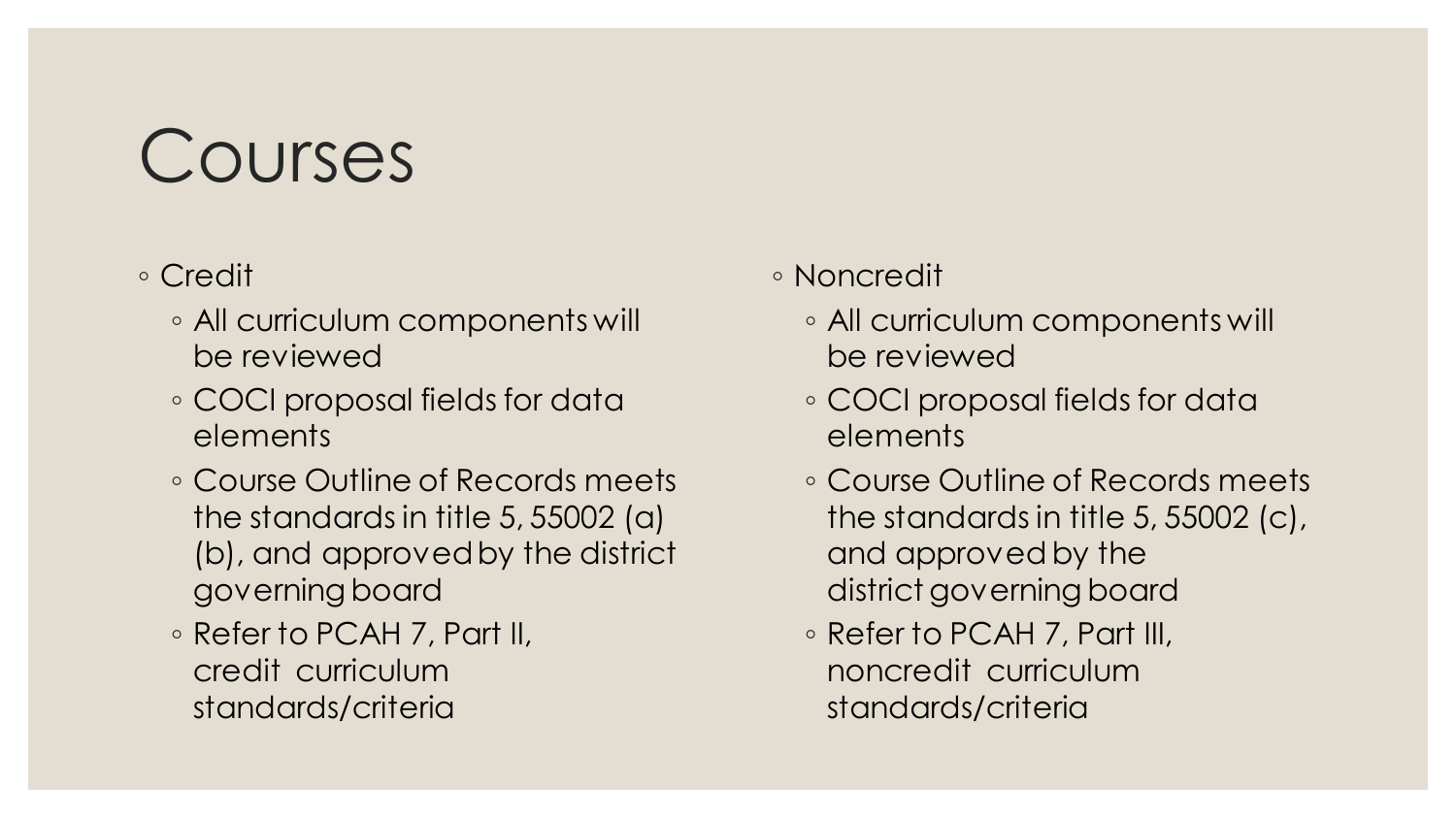# Courses

- Credit
  - All curriculum components will be reviewed
  - COCI proposal fields for data elements
  - Course Outline of Records meets the standards in title 5, 55002 (a) (b), and approved by the district governing board
  - Refer to PCAH 7, Part II, credit curriculum standards/criteria

- Noncredit
  - All curriculum components will be reviewed
  - COCI proposal fields for data elements
  - Course Outline of Records meets the standards in title 5, 55002 (c), and approved by the district governing board
  - Refer to PCAH 7, Part III, noncredit curriculum standards/criteria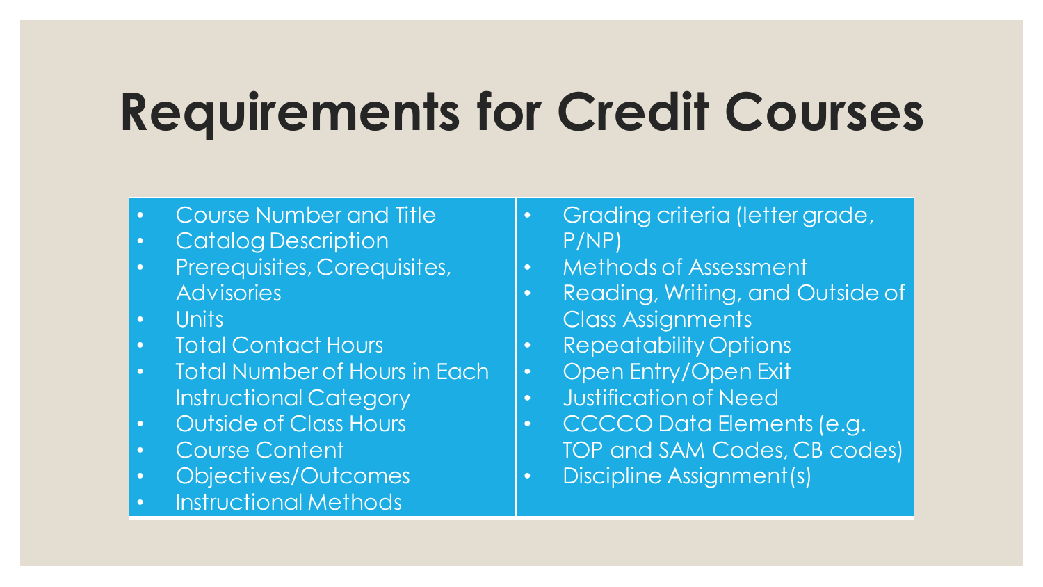# Requirements for Credit Courses

- Course Number and Title
- Catalog Description
- Prerequisites, Corequisites, Advisories
- Units
- Total Contact Hours
- Total Number of Hours in Each Instructional Category
- Outside of Class Hours
- Course Content
- Objectives/Outcomes
- Instructional Methods
- Grading criteria (letter grade, P/NP)
- Methods of Assessment
- Reading, Writing, and Outside of Class Assignments
- Repeatability Options
- Open Entry/Open Exit
- Justification of Need
- CCCCO Data Elements (e.g. TOP and SAM Codes, CB codes)
- Discipline Assignment(s)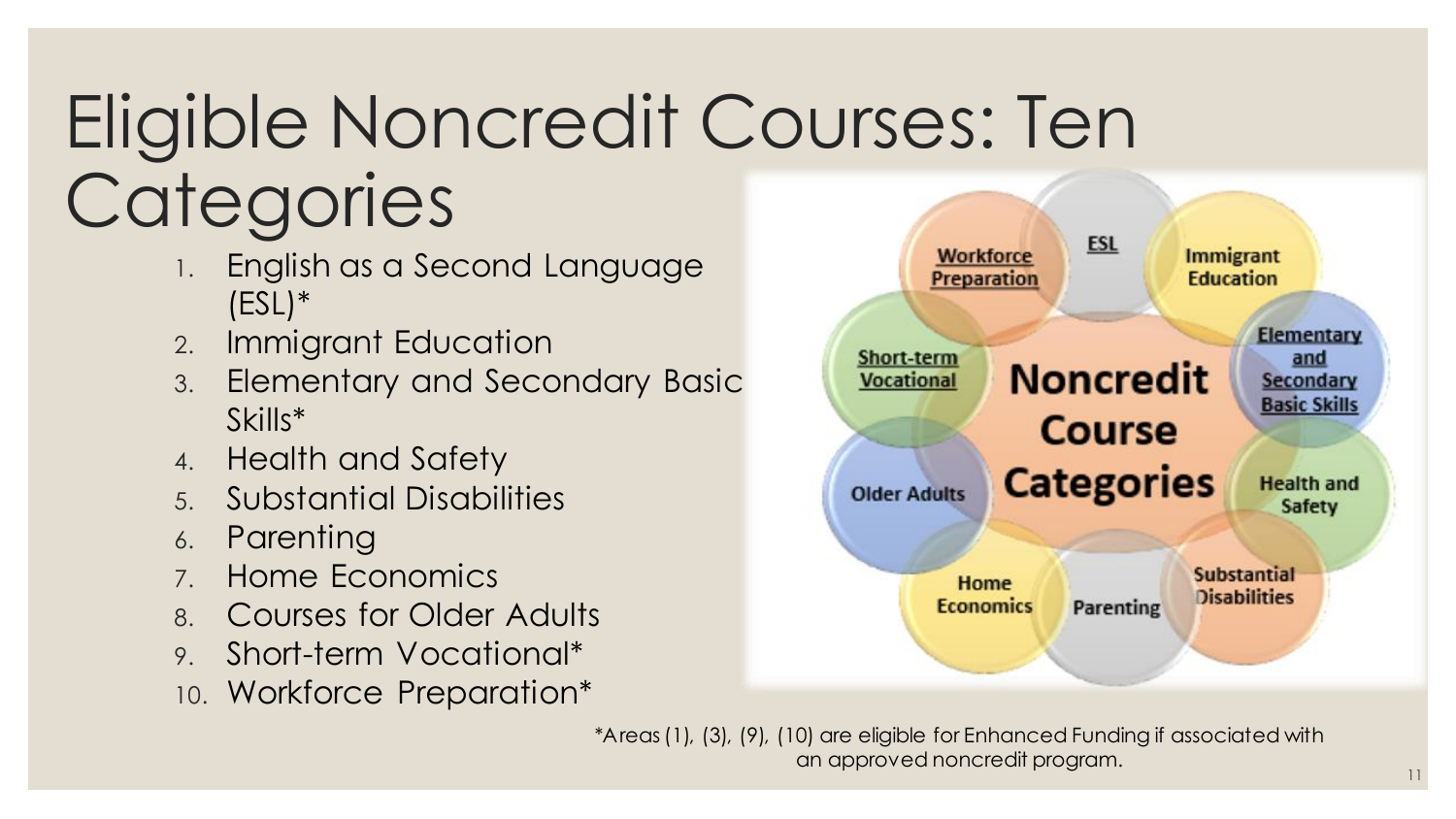# Eligible Noncredit Courses: Ten Categories

1. English as a Second Language (ESL)*
2. Immigrant Education
3. Elementary and Secondary Basic Skills*
4. Health and Safety
5. Substantial Disabilities
6. Parenting
7. Home Economics
8. Courses for Older Adults
9. Short-term Vocational*
10. Workforce Preparation*

*Areas (1), (3), (9), (10) are eligible for Enhanced Funding if associated with an approved noncredit program.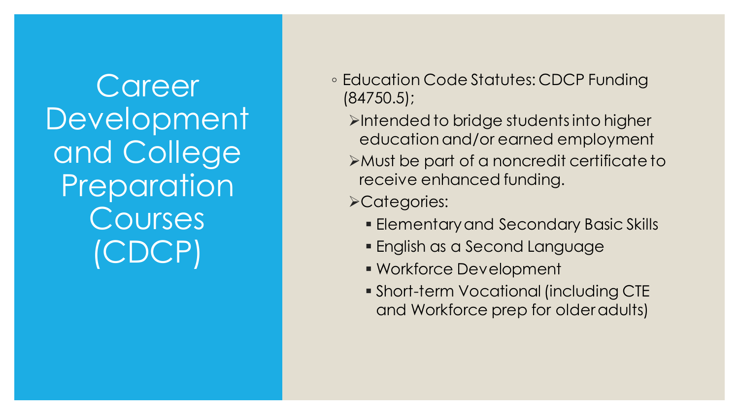# Career Development and College Preparation Courses (CDCP)

- Education Code Statutes: CDCP Funding (84750.5);
  - Intended to bridge students into higher education and/or earned employment
  - Must be part of a noncredit certificate to receive enhanced funding.
  - Categories:
    - Elementary and Secondary Basic Skills
    - English as a Second Language
    - Workforce Development
    - Short-term Vocational (including CTE and Workforce prep for older adults)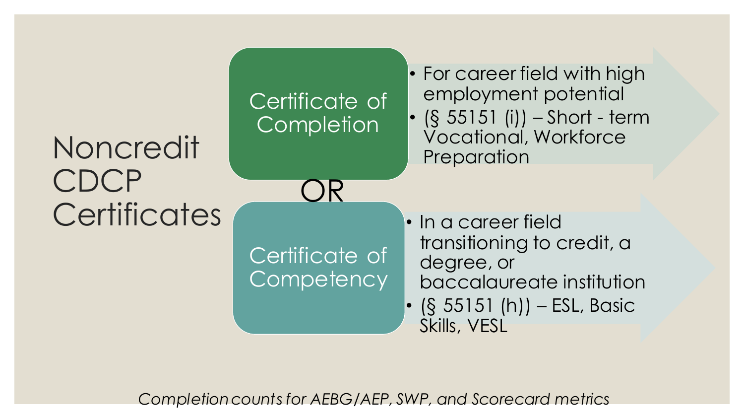# Noncredit CDCP Certificates

## Certificate of Completion

- For career field with high employment potential
- (§ 55151 (i)) – Short - term Vocational, Workforce Preparation

OR

## Certificate of Competency

- In a career field transitioning to credit, a degree, or baccalaureate institution
- (§ 55151 (h)) – ESL, Basic Skills, VESL

*Completion counts for AEBG/AEP, SWP, and Scorecard metrics*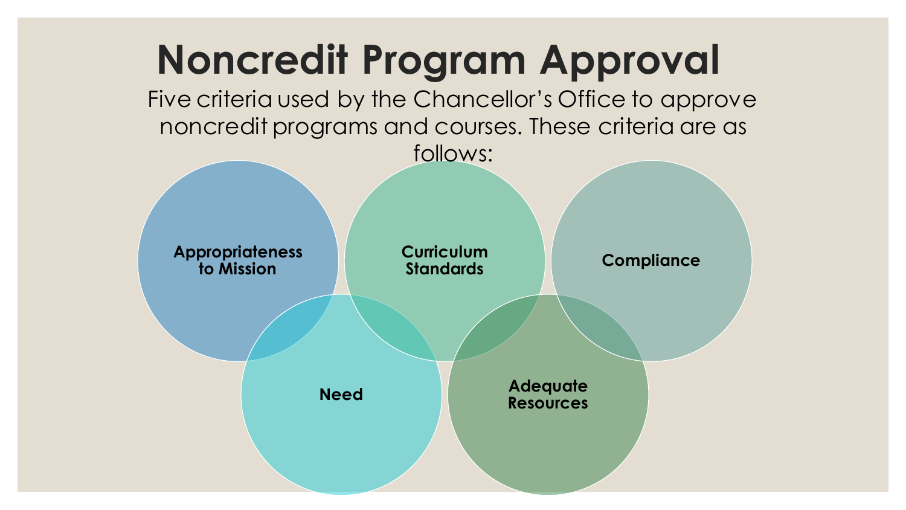# Noncredit Program Approval

Five criteria used by the Chancellor's Office to approve noncredit programs and courses. These criteria are as follows:

- Appropriateness to Mission
- Curriculum Standards
- Compliance
- Need
- Adequate Resources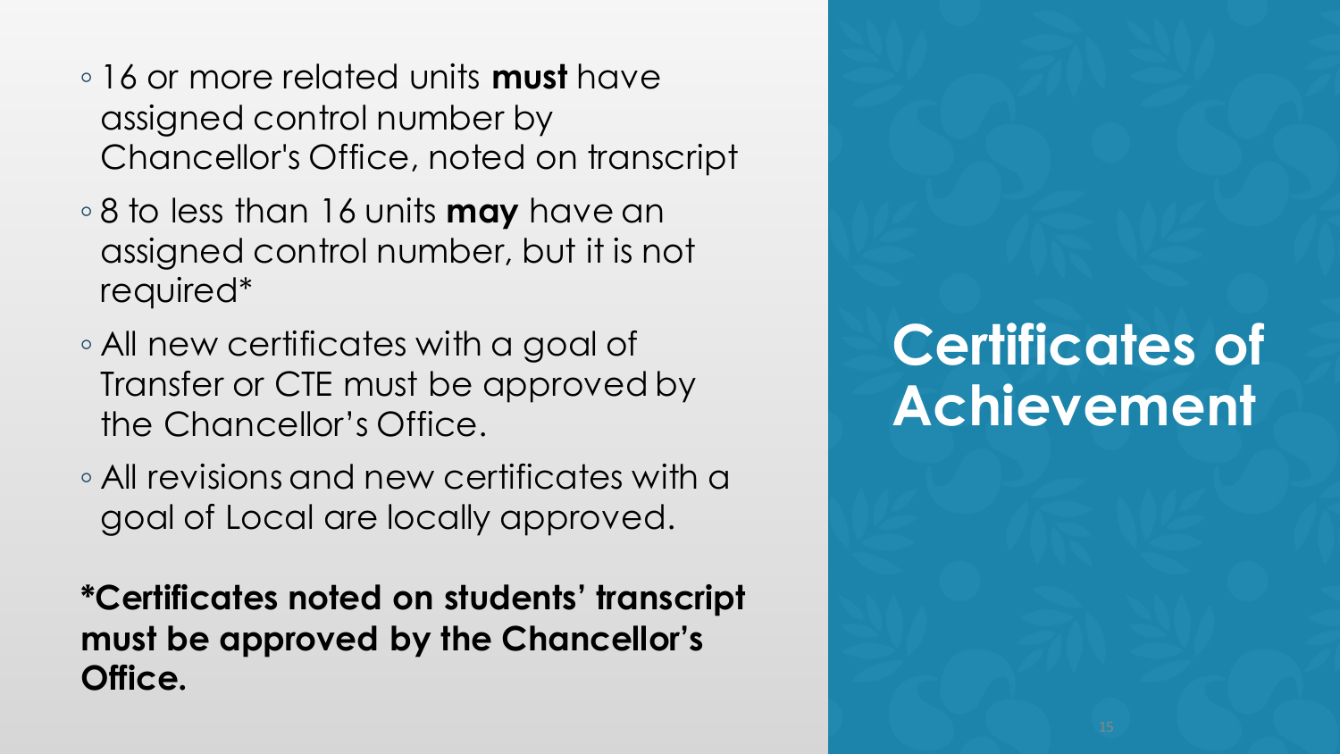# Certificates of Achievement

- 16 or more related units **must** have assigned control number by Chancellor's Office, noted on transcript
- 8 to less than 16 units **may** have an assigned control number, but it is not required*
- All new certificates with a goal of Transfer or CTE must be approved by the Chancellor's Office.
- All revisions and new certificates with a goal of Local are locally approved.

***Certificates noted on students' transcript must be approved by the Chancellor's Office.**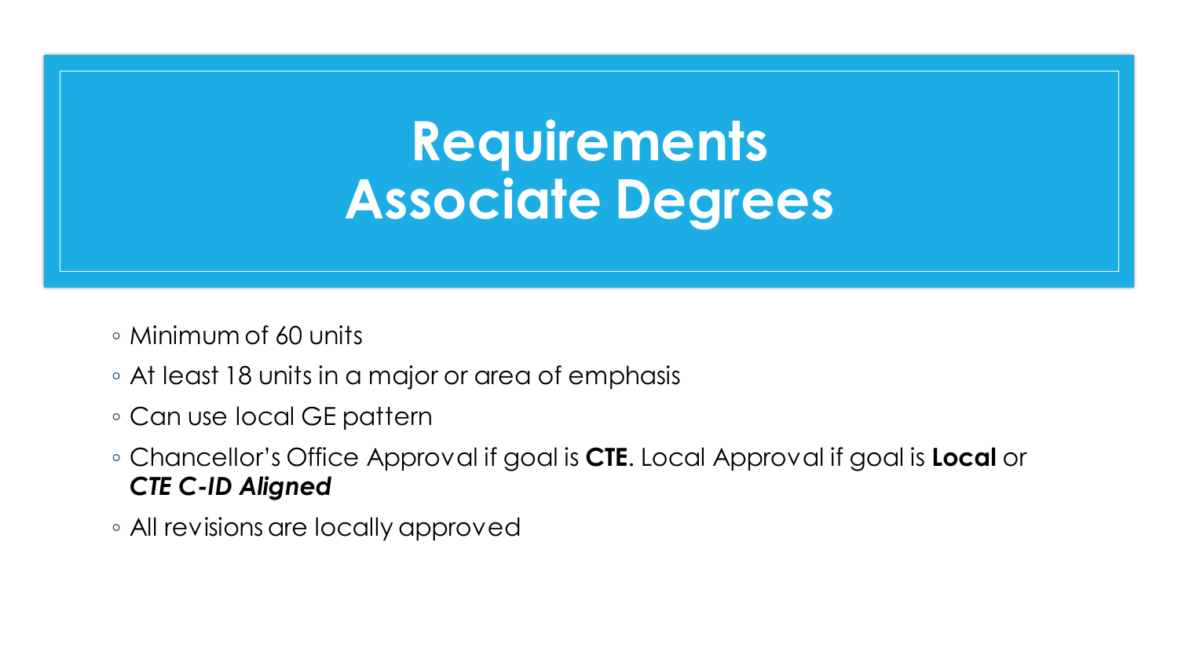# Requirements
# Associate Degrees

- Minimum of 60 units
- At least 18 units in a major or area of emphasis
- Can use local GE pattern
- Chancellor's Office Approval if goal is **CTE**. Local Approval if goal is **Local** or ***CTE C-ID Aligned***
- All revisions are locally approved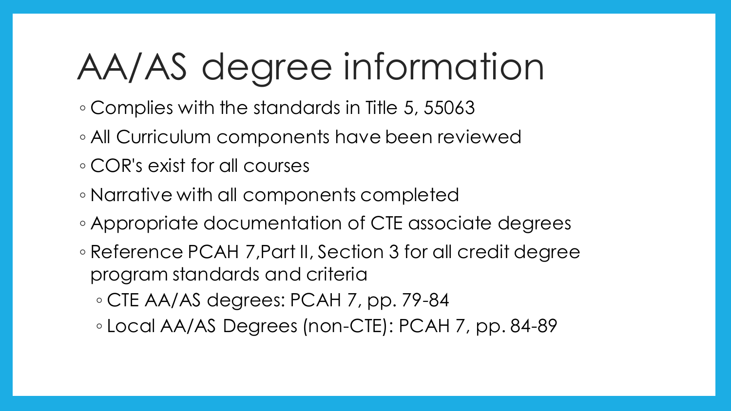# AA/AS degree information

- Complies with the standards in Title 5, 55063
- All Curriculum components have been reviewed
- COR's exist for all courses
- Narrative with all components completed
- Appropriate documentation of CTE associate degrees
- Reference PCAH 7,Part II, Section 3 for all credit degree program standards and criteria
  - CTE AA/AS degrees: PCAH 7, pp. 79-84
  - Local AA/AS Degrees (non-CTE): PCAH 7, pp. 84-89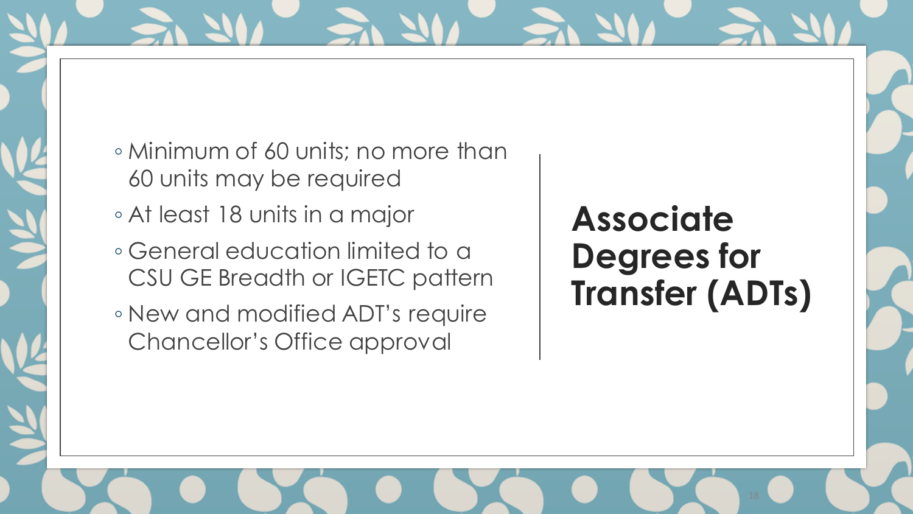# Associate Degrees for Transfer (ADTs)

- Minimum of 60 units; no more than 60 units may be required
- At least 18 units in a major
- General education limited to a CSU GE Breadth or IGETC pattern
- New and modified ADT's require Chancellor's Office approval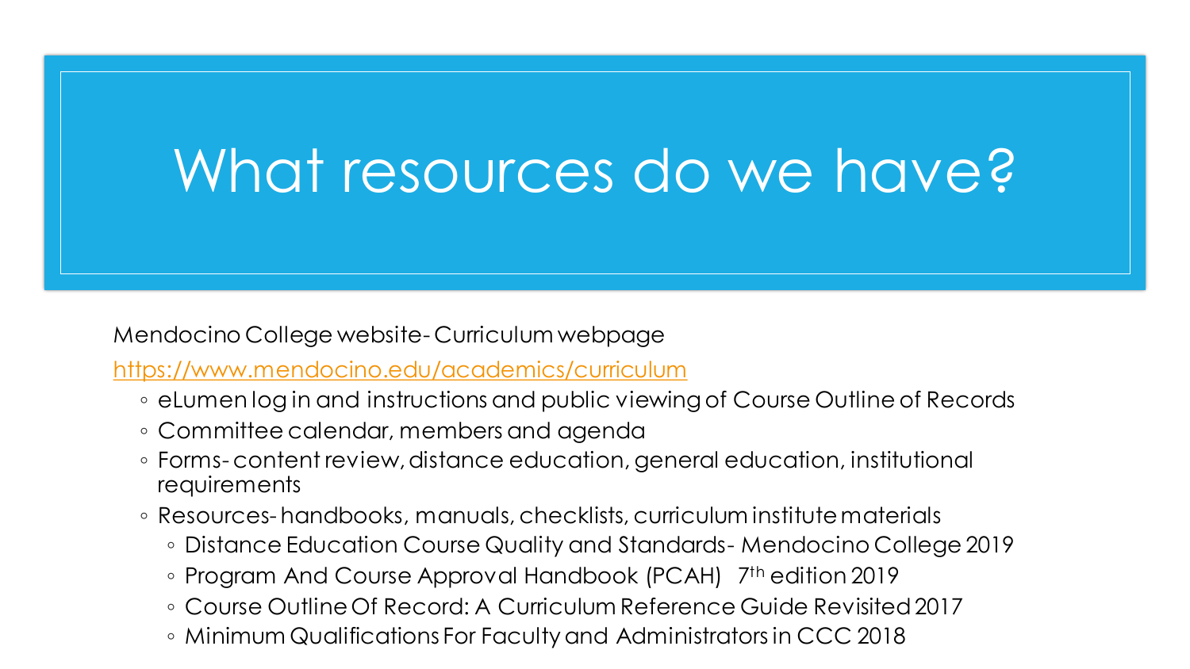# What resources do we have?

Mendocino College website- Curriculum webpage

https://www.mendocino.edu/academics/curriculum

- eLumen log in and instructions and public viewing of Course Outline of Records
- Committee calendar, members and agenda
- Forms- content review, distance education, general education, institutional requirements
- Resources- handbooks, manuals, checklists, curriculum institute materials
  - Distance Education Course Quality and Standards- Mendocino College 2019
  - Program And Course Approval Handbook (PCAH) 7th edition 2019
  - Course Outline Of Record: A Curriculum Reference Guide Revisited 2017
  - Minimum Qualifications For Faculty and Administrators in CCC 2018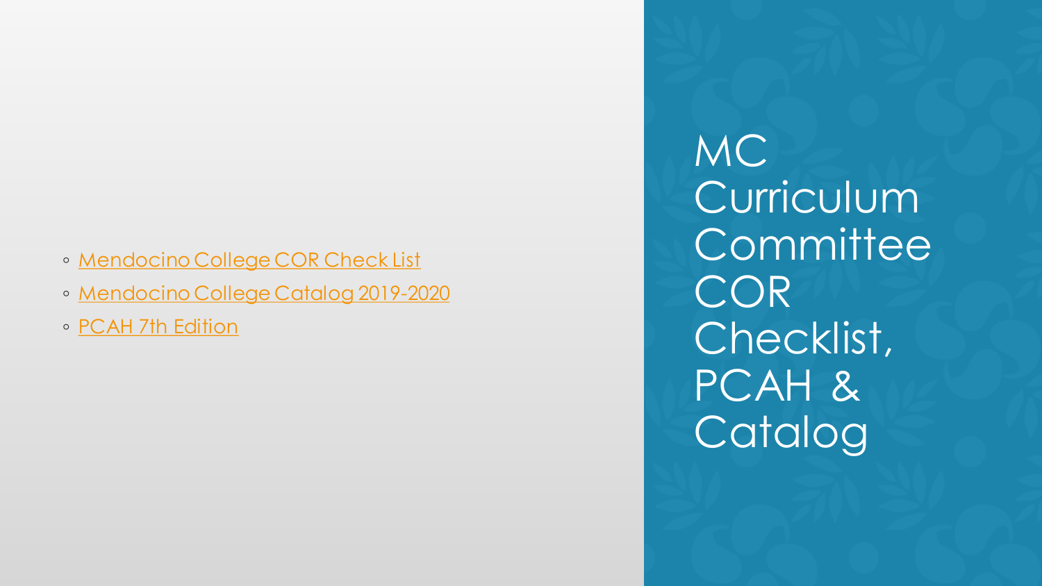# MC Curriculum Committee COR Checklist, PCAH & Catalog

- Mendocino College COR Check List
- Mendocino College Catalog 2019-2020
- PCAH 7th Edition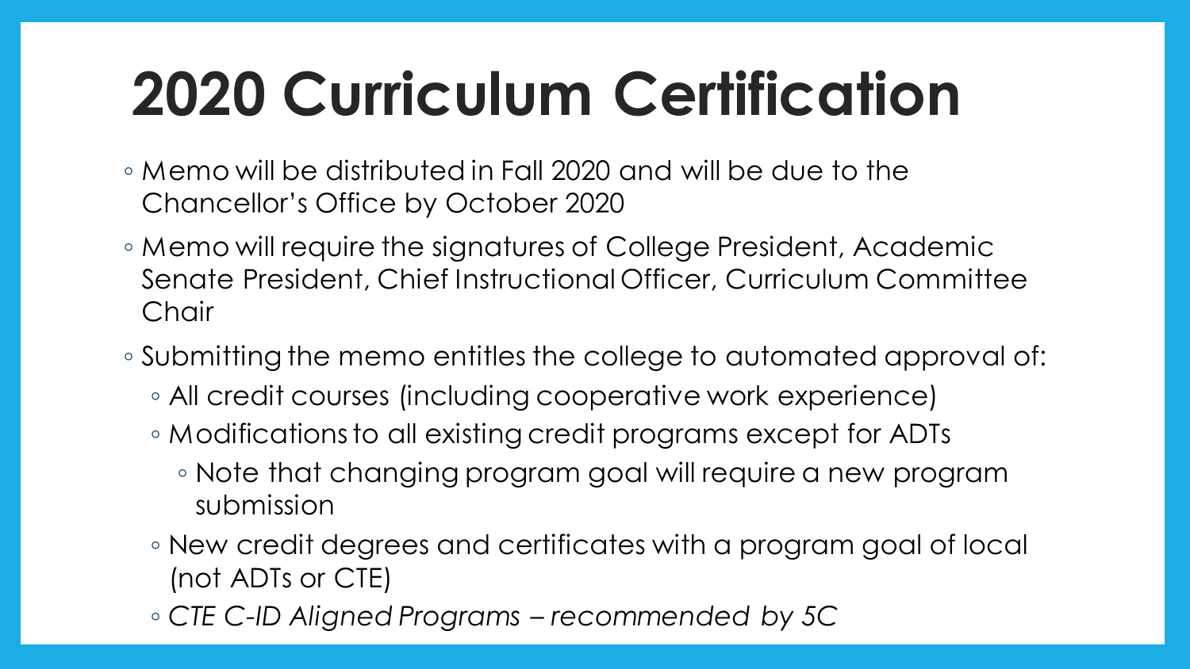# 2020 Curriculum Certification

- Memo will be distributed in Fall 2020 and will be due to the Chancellor's Office by October 2020
- Memo will require the signatures of College President, Academic Senate President, Chief Instructional Officer, Curriculum Committee Chair
- Submitting the memo entitles the college to automated approval of:
  - All credit courses (including cooperative work experience)
  - Modifications to all existing credit programs except for ADTs
    - Note that changing program goal will require a new program submission
  - New credit degrees and certificates with a program goal of local (not ADTs or CTE)
  - *CTE C-ID Aligned Programs – recommended by 5C*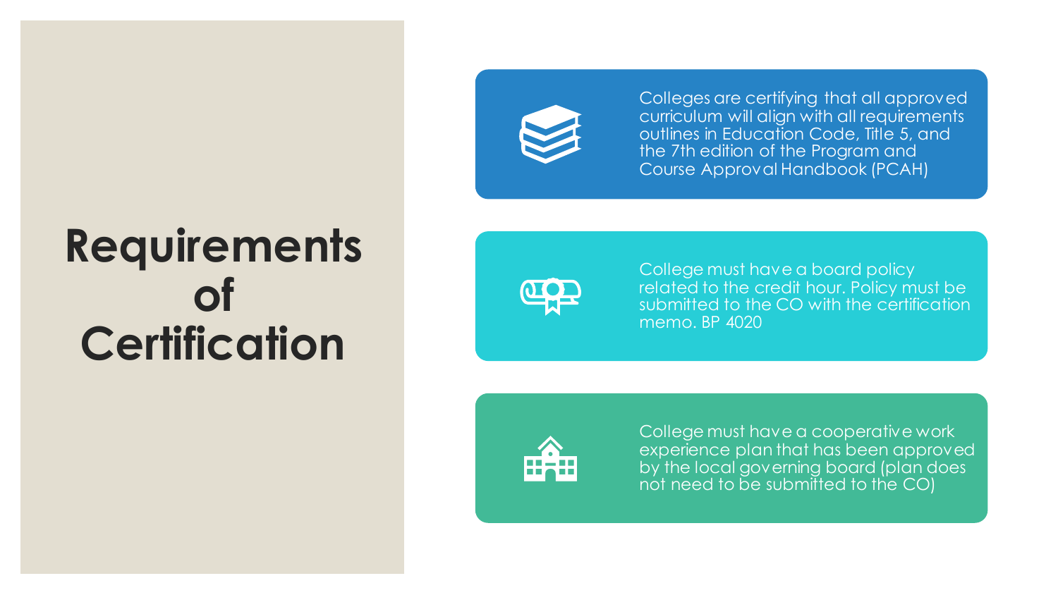# Requirements of Certification

- Colleges are certifying that all approved curriculum will align with all requirements outlines in Education Code, Title 5, and the 7th edition of the Program and Course Approval Handbook (PCAH)

- College must have a board policy related to the credit hour. Policy must be submitted to the CO with the certification memo. BP 4020

- College must have a cooperative work experience plan that has been approved by the local governing board (plan does not need to be submitted to the CO)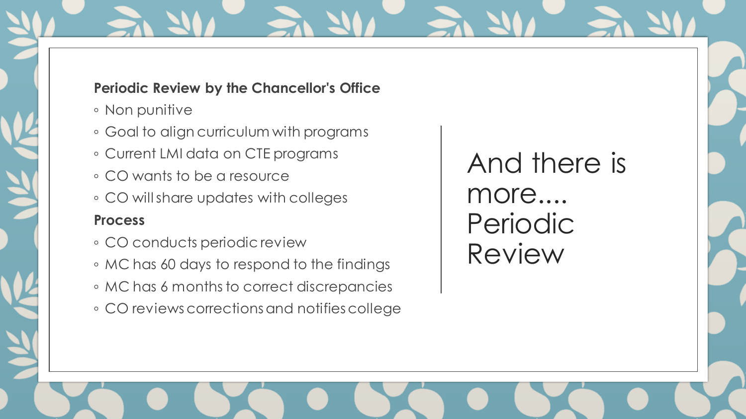# And there is more.... Periodic Review

**Periodic Review by the Chancellor's Office**

- Non punitive
- Goal to align curriculum with programs
- Current LMI data on CTE programs
- CO wants to be a resource
- CO will share updates with colleges

**Process**

- CO conducts periodic review
- MC has 60 days to respond to the findings
- MC has 6 months to correct discrepancies
- CO reviews corrections and notifies college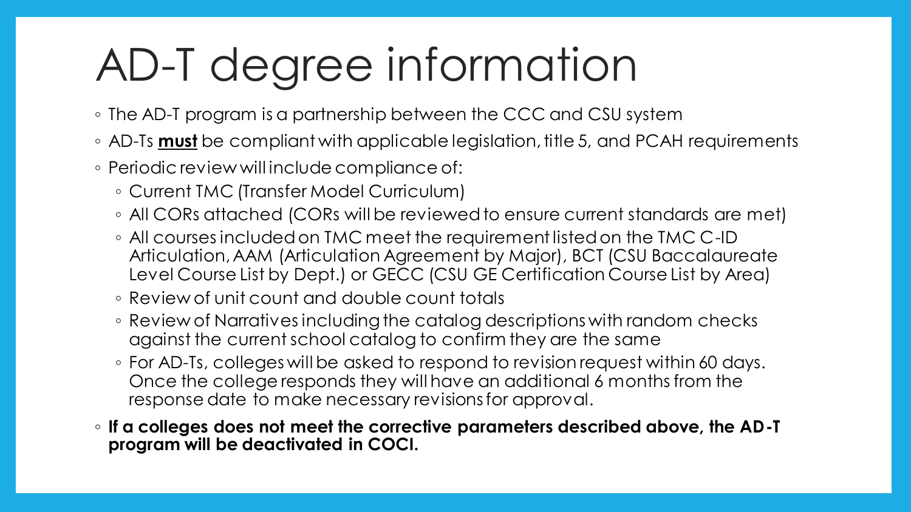# AD-T degree information

- The AD-T program is a partnership between the CCC and CSU system
- AD-Ts **must** be compliant with applicable legislation, title 5, and PCAH requirements
- Periodic review will include compliance of:
  - Current TMC (Transfer Model Curriculum)
  - All CORs attached (CORs will be reviewed to ensure current standards are met)
  - All courses included on TMC meet the requirement listed on the TMC C-ID Articulation, AAM (Articulation Agreement by Major), BCT (CSU Baccalaureate Level Course List by Dept.) or GECC (CSU GE Certification Course List by Area)
  - Review of unit count and double count totals
  - Review of Narratives including the catalog descriptions with random checks against the current school catalog to confirm they are the same
  - For AD-Ts, colleges will be asked to respond to revision request within 60 days. Once the college responds they will have an additional 6 months from the response date to make necessary revisions for approval.
- **If a colleges does not meet the corrective parameters described above, the AD-T program will be deactivated in COCI.**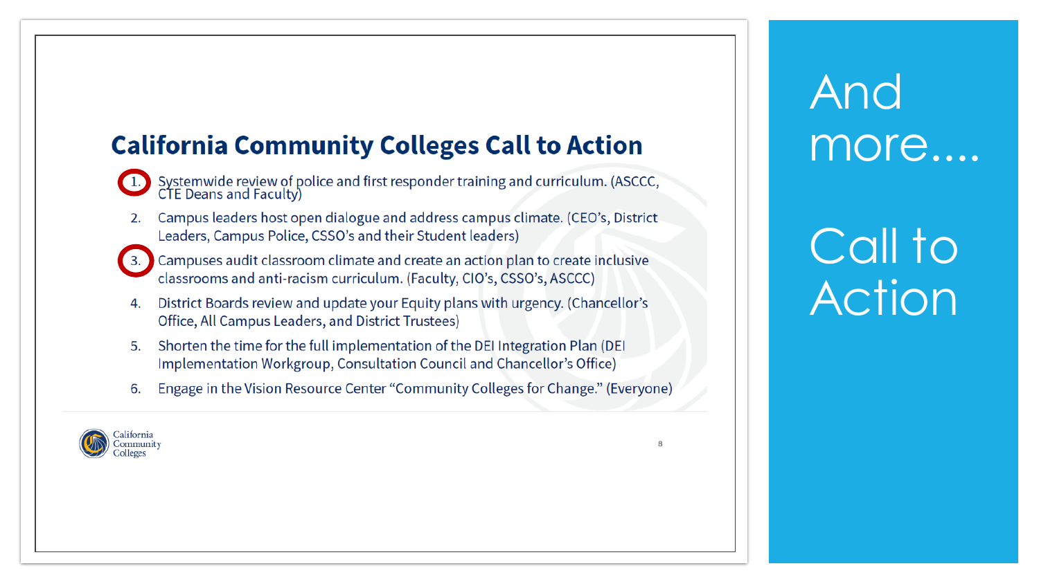# And more…. Call to Action

## California Community Colleges Call to Action

1. Systemwide review of police and first responder training and curriculum. (ASCCC, CTE Deans and Faculty)
2. Campus leaders host open dialogue and address campus climate. (CEO's, District Leaders, Campus Police, CSSO's and their Student leaders)
3. Campuses audit classroom climate and create an action plan to create inclusive classrooms and anti-racism curriculum. (Faculty, CIO's, CSSO's, ASCCC)
4. District Boards review and update your Equity plans with urgency. (Chancellor's Office, All Campus Leaders, and District Trustees)
5. Shorten the time for the full implementation of the DEI Integration Plan (DEI Implementation Workgroup, Consultation Council and Chancellor's Office)
6. Engage in the Vision Resource Center "Community Colleges for Change." (Everyone)

California Community Colleges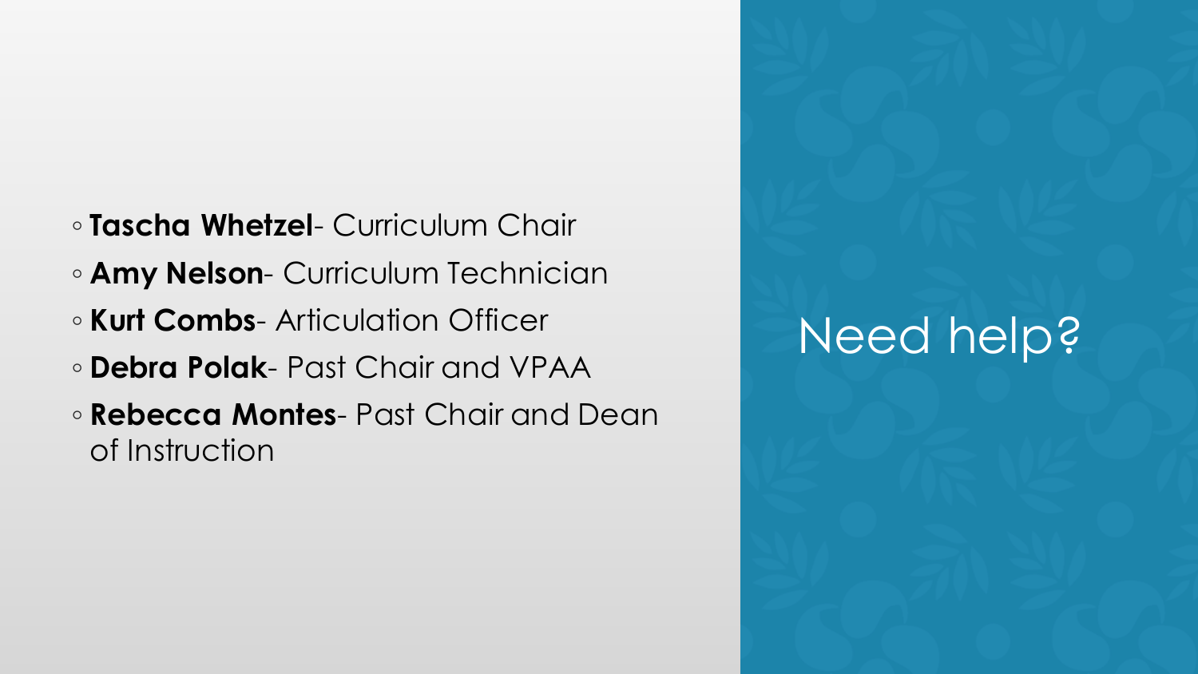# Need help?

- **Tascha Whetzel**- Curriculum Chair
- **Amy Nelson**- Curriculum Technician
- **Kurt Combs**- Articulation Officer
- **Debra Polak**- Past Chair and VPAA
- **Rebecca Montes**- Past Chair and Dean of Instruction